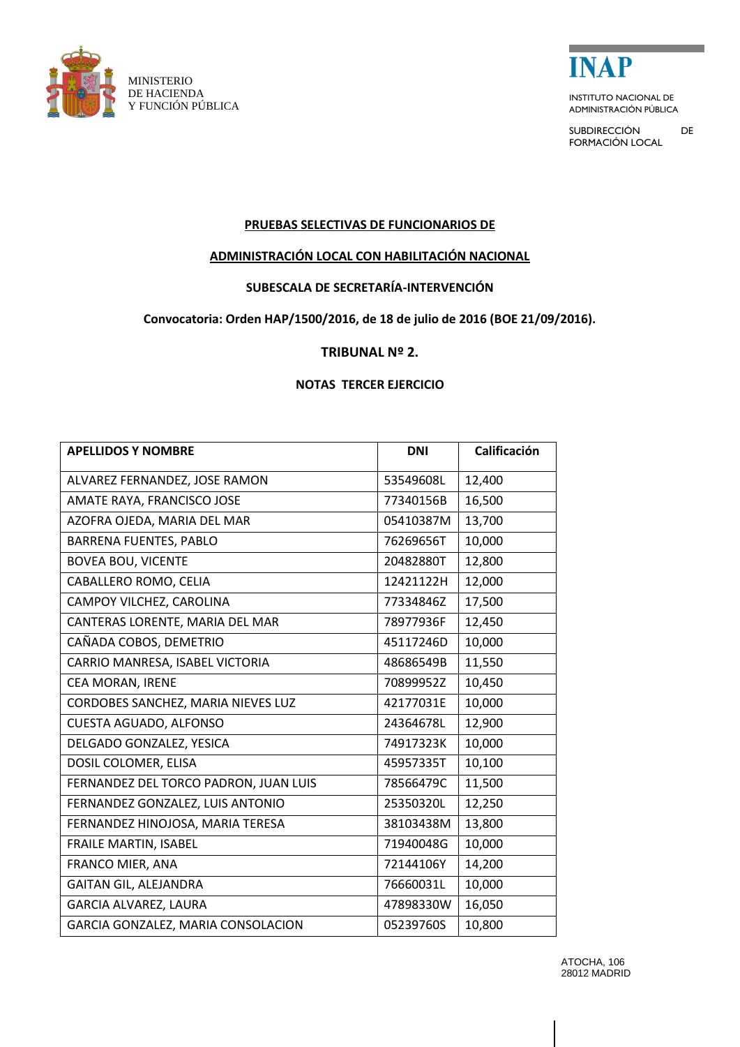MINISTERIO
DE HACIENDA
Y FUNCIÓN PÚBLICA

**INAP**

INSTITUTO NACIONAL DE ADMINISTRACIÓN PÚBLICA

SUBDIRECCIÓN DE FORMACIÓN LOCAL

**PRUEBAS SELECTIVAS DE FUNCIONARIOS DE**

**ADMINISTRACIÓN LOCAL CON HABILITACIÓN NACIONAL**

**SUBESCALA DE SECRETARÍA-INTERVENCIÓN**

**Convocatoria: Orden HAP/1500/2016, de 18 de julio de 2016 (BOE 21/09/2016).**

**TRIBUNAL Nº 2.**

**NOTAS TERCER EJERCICIO**

| APELLIDOS Y NOMBRE | DNI | Calificación |
|---|---|---|
| ALVAREZ FERNANDEZ, JOSE RAMON | 53549608L | 12,400 |
| AMATE RAYA, FRANCISCO JOSE | 77340156B | 16,500 |
| AZOFRA OJEDA, MARIA DEL MAR | 05410387M | 13,700 |
| BARRENA FUENTES, PABLO | 76269656T | 10,000 |
| BOVEA BOU, VICENTE | 20482880T | 12,800 |
| CABALLERO ROMO, CELIA | 12421122H | 12,000 |
| CAMPOY VILCHEZ, CAROLINA | 77334846Z | 17,500 |
| CANTERAS LORENTE, MARIA DEL MAR | 78977936F | 12,450 |
| CAÑADA COBOS, DEMETRIO | 45117246D | 10,000 |
| CARRIO MANRESA, ISABEL VICTORIA | 48686549B | 11,550 |
| CEA MORAN, IRENE | 70899952Z | 10,450 |
| CORDOBES SANCHEZ, MARIA NIEVES LUZ | 42177031E | 10,000 |
| CUESTA AGUADO, ALFONSO | 24364678L | 12,900 |
| DELGADO GONZALEZ, YESICA | 74917323K | 10,000 |
| DOSIL COLOMER, ELISA | 45957335T | 10,100 |
| FERNANDEZ DEL TORCO PADRON, JUAN LUIS | 78566479C | 11,500 |
| FERNANDEZ GONZALEZ, LUIS ANTONIO | 25350320L | 12,250 |
| FERNANDEZ HINOJOSA, MARIA TERESA | 38103438M | 13,800 |
| FRAILE MARTIN, ISABEL | 71940048G | 10,000 |
| FRANCO MIER, ANA | 72144106Y | 14,200 |
| GAITAN GIL, ALEJANDRA | 76660031L | 10,000 |
| GARCIA ALVAREZ, LAURA | 47898330W | 16,050 |
| GARCIA GONZALEZ, MARIA CONSOLACION | 05239760S | 10,800 |

ATOCHA, 106
28012 MADRID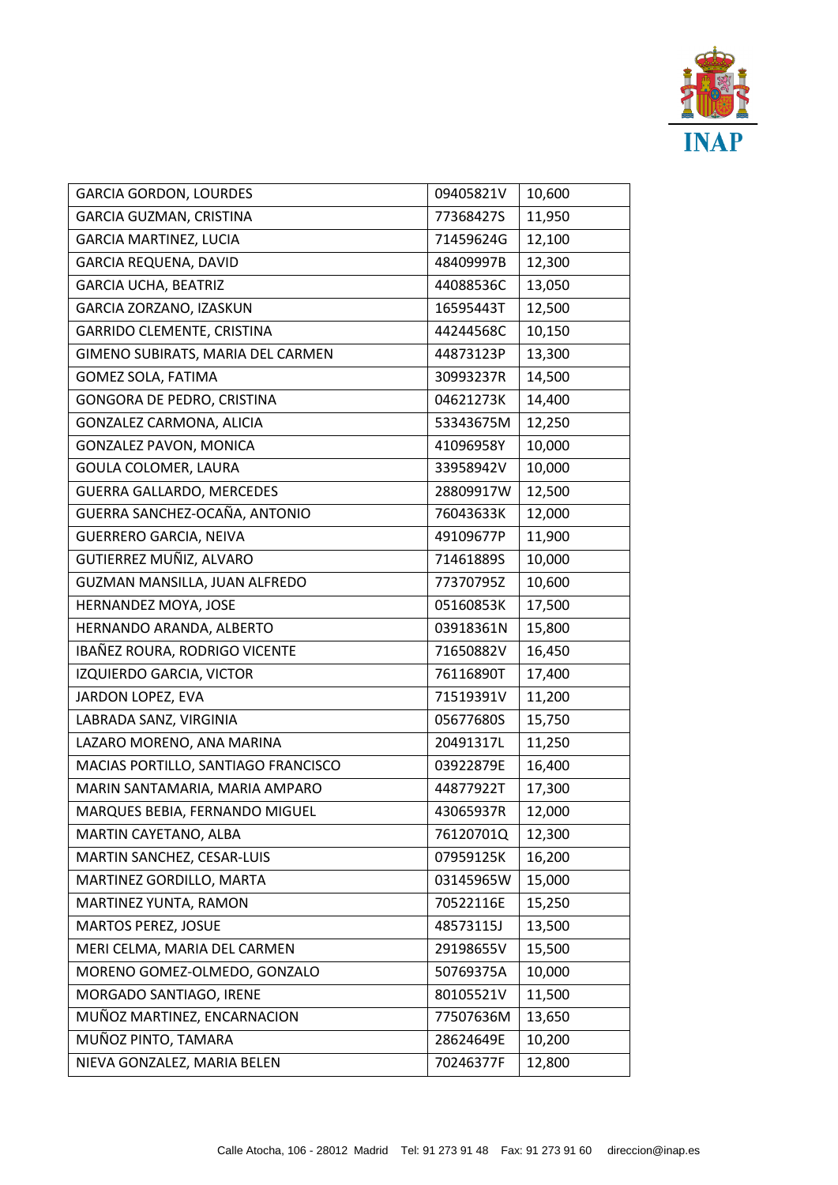| GARCIA GORDON, LOURDES | 09405821V | 10,600 |
|---|---|---|
| GARCIA GUZMAN, CRISTINA | 77368427S | 11,950 |
| GARCIA MARTINEZ, LUCIA | 71459624G | 12,100 |
| GARCIA REQUENA, DAVID | 48409997B | 12,300 |
| GARCIA UCHA, BEATRIZ | 44088536C | 13,050 |
| GARCIA ZORZANO, IZASKUN | 16595443T | 12,500 |
| GARRIDO CLEMENTE, CRISTINA | 44244568C | 10,150 |
| GIMENO SUBIRATS, MARIA DEL CARMEN | 44873123P | 13,300 |
| GOMEZ SOLA, FATIMA | 30993237R | 14,500 |
| GONGORA DE PEDRO, CRISTINA | 04621273K | 14,400 |
| GONZALEZ CARMONA, ALICIA | 53343675M | 12,250 |
| GONZALEZ PAVON, MONICA | 41096958Y | 10,000 |
| GOULA COLOMER, LAURA | 33958942V | 10,000 |
| GUERRA GALLARDO, MERCEDES | 28809917W | 12,500 |
| GUERRA SANCHEZ-OCAÑA, ANTONIO | 76043633K | 12,000 |
| GUERRERO GARCIA, NEIVA | 49109677P | 11,900 |
| GUTIERREZ MUÑIZ, ALVARO | 71461889S | 10,000 |
| GUZMAN MANSILLA, JUAN ALFREDO | 77370795Z | 10,600 |
| HERNANDEZ MOYA, JOSE | 05160853K | 17,500 |
| HERNANDO ARANDA, ALBERTO | 03918361N | 15,800 |
| IBAÑEZ ROURA, RODRIGO VICENTE | 71650882V | 16,450 |
| IZQUIERDO GARCIA, VICTOR | 76116890T | 17,400 |
| JARDON LOPEZ, EVA | 71519391V | 11,200 |
| LABRADA SANZ, VIRGINIA | 05677680S | 15,750 |
| LAZARO MORENO, ANA MARINA | 20491317L | 11,250 |
| MACIAS PORTILLO, SANTIAGO FRANCISCO | 03922879E | 16,400 |
| MARIN SANTAMARIA, MARIA AMPARO | 44877922T | 17,300 |
| MARQUES BEBIA, FERNANDO MIGUEL | 43065937R | 12,000 |
| MARTIN CAYETANO, ALBA | 76120701Q | 12,300 |
| MARTIN SANCHEZ, CESAR-LUIS | 07959125K | 16,200 |
| MARTINEZ GORDILLO, MARTA | 03145965W | 15,000 |
| MARTINEZ YUNTA, RAMON | 70522116E | 15,250 |
| MARTOS PEREZ, JOSUE | 48573115J | 13,500 |
| MERI CELMA, MARIA DEL CARMEN | 29198655V | 15,500 |
| MORENO GOMEZ-OLMEDO, GONZALO | 50769375A | 10,000 |
| MORGADO SANTIAGO, IRENE | 80105521V | 11,500 |
| MUÑOZ MARTINEZ, ENCARNACION | 77507636M | 13,650 |
| MUÑOZ PINTO, TAMARA | 28624649E | 10,200 |
| NIEVA GONZALEZ, MARIA BELEN | 70246377F | 12,800 |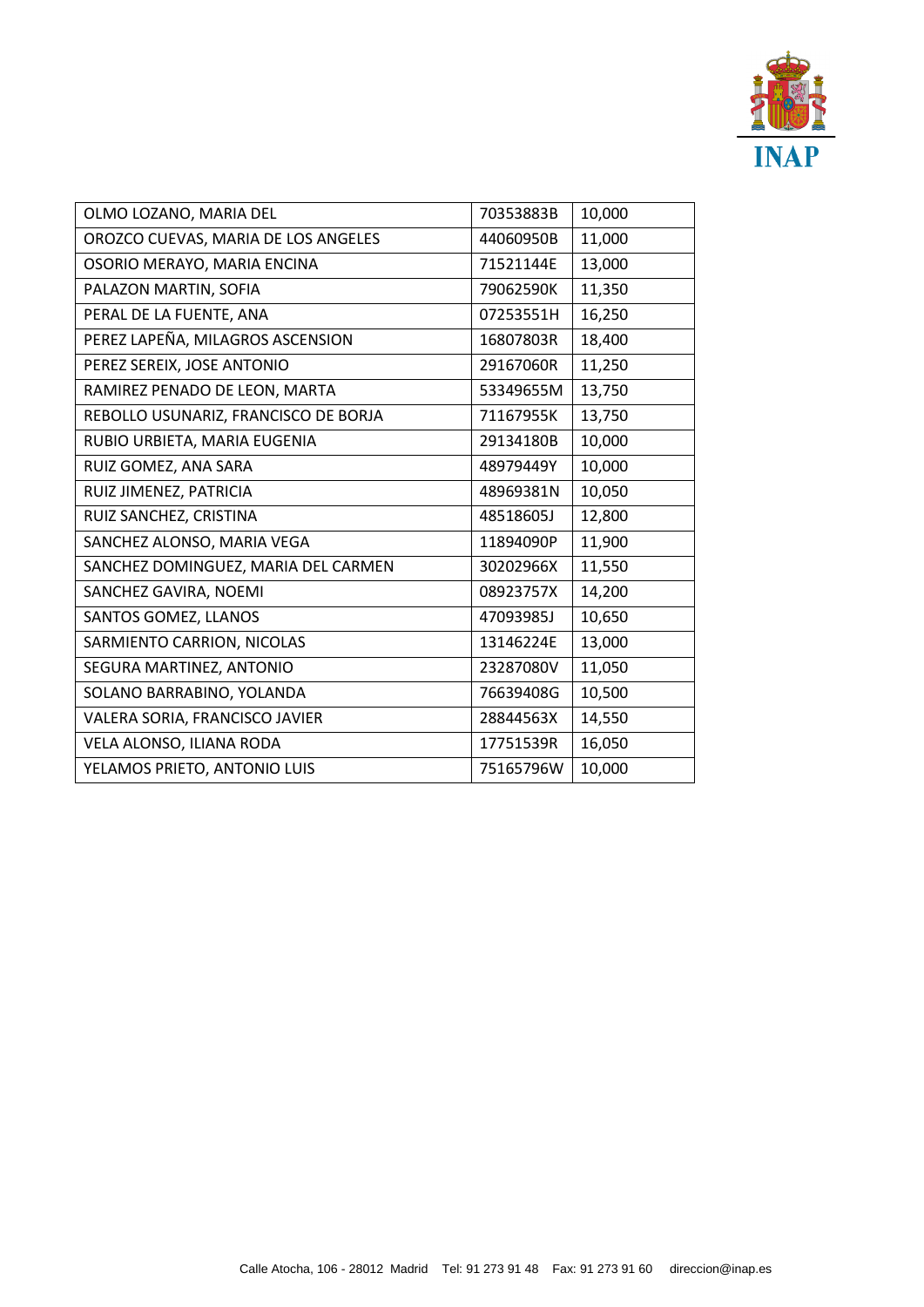| | | |
|---|---|---|
| OLMO LOZANO, MARIA DEL | 70353883B | 10,000 |
| OROZCO CUEVAS, MARIA DE LOS ANGELES | 44060950B | 11,000 |
| OSORIO MERAYO, MARIA ENCINA | 71521144E | 13,000 |
| PALAZON MARTIN, SOFIA | 79062590K | 11,350 |
| PERAL DE LA FUENTE, ANA | 07253551H | 16,250 |
| PEREZ LAPEÑA, MILAGROS ASCENSION | 16807803R | 18,400 |
| PEREZ SEREIX, JOSE ANTONIO | 29167060R | 11,250 |
| RAMIREZ PENADO DE LEON, MARTA | 53349655M | 13,750 |
| REBOLLO USUNARIZ, FRANCISCO DE BORJA | 71167955K | 13,750 |
| RUBIO URBIETA, MARIA EUGENIA | 29134180B | 10,000 |
| RUIZ GOMEZ, ANA SARA | 48979449Y | 10,000 |
| RUIZ JIMENEZ, PATRICIA | 48969381N | 10,050 |
| RUIZ SANCHEZ, CRISTINA | 48518605J | 12,800 |
| SANCHEZ ALONSO, MARIA VEGA | 11894090P | 11,900 |
| SANCHEZ DOMINGUEZ, MARIA DEL CARMEN | 30202966X | 11,550 |
| SANCHEZ GAVIRA, NOEMI | 08923757X | 14,200 |
| SANTOS GOMEZ, LLANOS | 47093985J | 10,650 |
| SARMIENTO CARRION, NICOLAS | 13146224E | 13,000 |
| SEGURA MARTINEZ, ANTONIO | 23287080V | 11,050 |
| SOLANO BARRABINO, YOLANDA | 76639408G | 10,500 |
| VALERA SORIA, FRANCISCO JAVIER | 28844563X | 14,550 |
| VELA ALONSO, ILIANA RODA | 17751539R | 16,050 |
| YELAMOS PRIETO, ANTONIO LUIS | 75165796W | 10,000 |